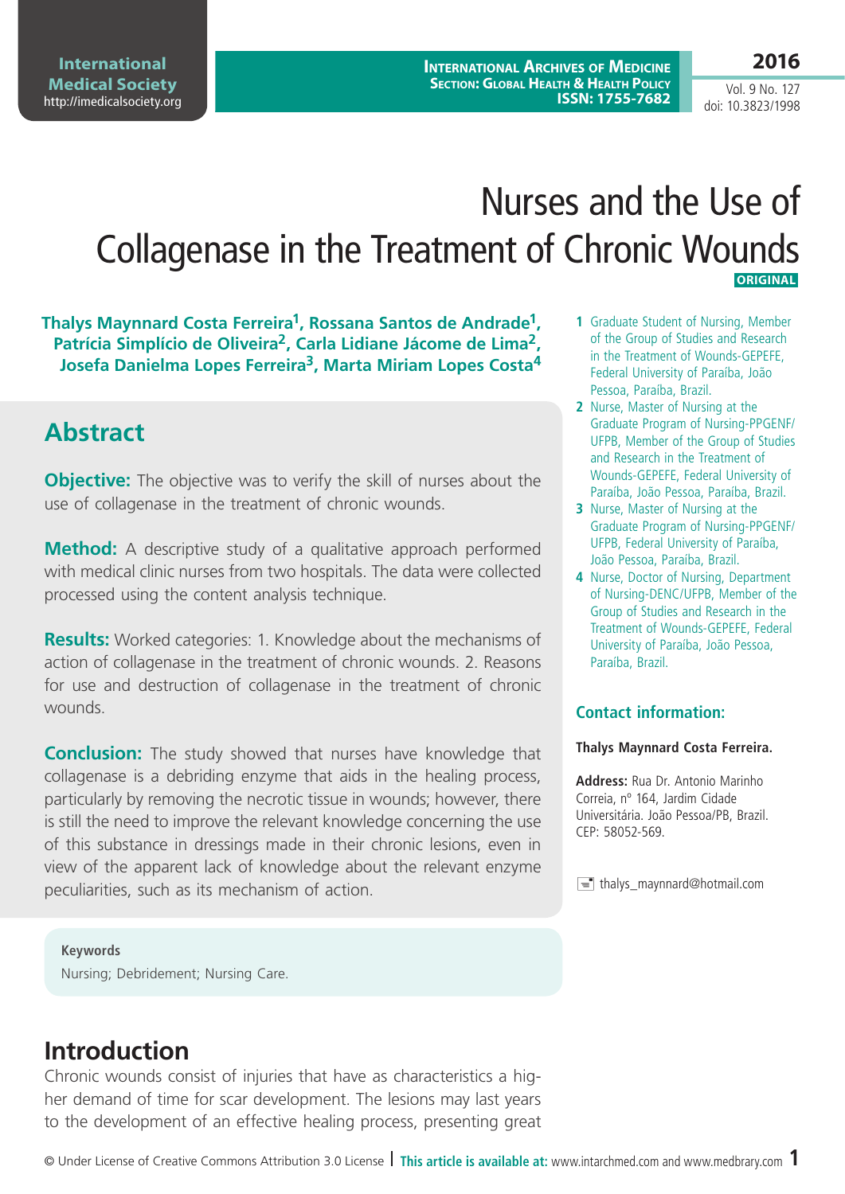# Nurses and the Use of Collagenase in the Treatment of Chronic Wounds

**ORIGINAL**

**Thalys Maynnard Costa Ferreira[1], Rossana Santos de Andrade[1], Patrícia Simplício de Oliveira[2], Carla Lidiane Jácome de Lima[2], Josefa Danielma Lopes Ferreira[3], Marta Miriam Lopes Costa[4]**

1 Graduate Student of Nursing, Member of the Group of Studies and Research in the Treatment of Wounds-GEPEFE, Federal University of Paraíba, João Pessoa, Paraíba, Brazil.

2 Nurse, Master of Nursing at the Graduate Program of Nursing-PPGENF/UFPB, Member of the Group of Studies and Research in the Treatment of Wounds-GEPEFE, Federal University of Paraíba, João Pessoa, Paraíba, Brazil.

3 Nurse, Master of Nursing at the Graduate Program of Nursing-PPGENF/UFPB, Federal University of Paraíba, João Pessoa, Paraíba, Brazil.

4 Nurse, Doctor of Nursing, Department of Nursing-DENC/UFPB, Member of the Group of Studies and Research in the Treatment of Wounds-GEPEFE, Federal University of Paraíba, João Pessoa, Paraíba, Brazil.

### Contact information:

**Thalys Maynnard Costa Ferreira.**

**Address:** Rua Dr. Antonio Marinho Correia, nº 164, Jardim Cidade Universitária. João Pessoa/PB, Brazil. CEP: 58052-569.

thalys_maynnard@hotmail.com

## Abstract

**Objective:** The objective was to verify the skill of nurses about the use of collagenase in the treatment of chronic wounds.

**Method:** A descriptive study of a qualitative approach performed with medical clinic nurses from two hospitals. The data were collected processed using the content analysis technique.

**Results:** Worked categories: 1. Knowledge about the mechanisms of action of collagenase in the treatment of chronic wounds. 2. Reasons for use and destruction of collagenase in the treatment of chronic wounds.

**Conclusion:** The study showed that nurses have knowledge that collagenase is a debriding enzyme that aids in the healing process, particularly by removing the necrotic tissue in wounds; however, there is still the need to improve the relevant knowledge concerning the use of this substance in dressings made in their chronic lesions, even in view of the apparent lack of knowledge about the relevant enzyme peculiarities, such as its mechanism of action.

**Keywords**

Nursing; Debridement; Nursing Care.

## Introduction

Chronic wounds consist of injuries that have as characteristics a higher demand of time for scar development. The lesions may last years to the development of an effective healing process, presenting great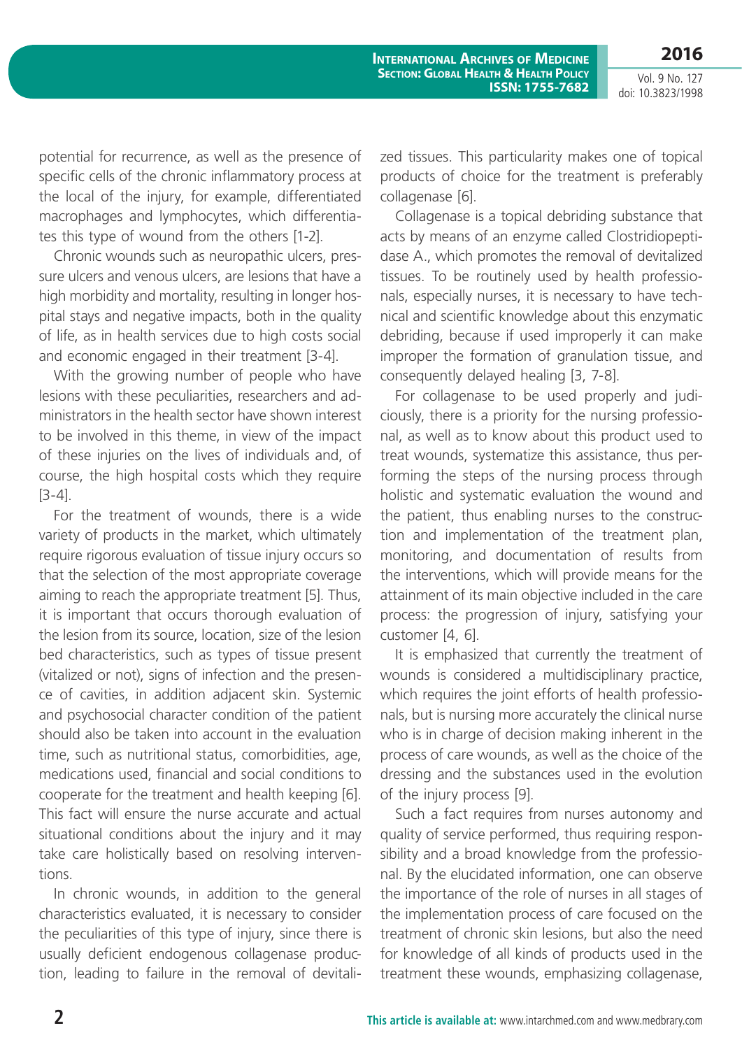potential for recurrence, as well as the presence of specific cells of the chronic inflammatory process at the local of the injury, for example, differentiated macrophages and lymphocytes, which differentiates this type of wound from the others [1-2].

Chronic wounds such as neuropathic ulcers, pressure ulcers and venous ulcers, are lesions that have a high morbidity and mortality, resulting in longer hospital stays and negative impacts, both in the quality of life, as in health services due to high costs social and economic engaged in their treatment [3-4].

With the growing number of people who have lesions with these peculiarities, researchers and administrators in the health sector have shown interest to be involved in this theme, in view of the impact of these injuries on the lives of individuals and, of course, the high hospital costs which they require [3-4].

For the treatment of wounds, there is a wide variety of products in the market, which ultimately require rigorous evaluation of tissue injury occurs so that the selection of the most appropriate coverage aiming to reach the appropriate treatment [5]. Thus, it is important that occurs thorough evaluation of the lesion from its source, location, size of the lesion bed characteristics, such as types of tissue present (vitalized or not), signs of infection and the presence of cavities, in addition adjacent skin. Systemic and psychosocial character condition of the patient should also be taken into account in the evaluation time, such as nutritional status, comorbidities, age, medications used, financial and social conditions to cooperate for the treatment and health keeping [6]. This fact will ensure the nurse accurate and actual situational conditions about the injury and it may take care holistically based on resolving interventions.

In chronic wounds, in addition to the general characteristics evaluated, it is necessary to consider the peculiarities of this type of injury, since there is usually deficient endogenous collagenase production, leading to failure in the removal of devitalized tissues. This particularity makes one of topical products of choice for the treatment is preferably collagenase [6].

Collagenase is a topical debriding substance that acts by means of an enzyme called Clostridiopeptidase A., which promotes the removal of devitalized tissues. To be routinely used by health professionals, especially nurses, it is necessary to have technical and scientific knowledge about this enzymatic debriding, because if used improperly it can make improper the formation of granulation tissue, and consequently delayed healing [3, 7-8].

For collagenase to be used properly and judiciously, there is a priority for the nursing professional, as well as to know about this product used to treat wounds, systematize this assistance, thus performing the steps of the nursing process through holistic and systematic evaluation the wound and the patient, thus enabling nurses to the construction and implementation of the treatment plan, monitoring, and documentation of results from the interventions, which will provide means for the attainment of its main objective included in the care process: the progression of injury, satisfying your customer [4, 6].

It is emphasized that currently the treatment of wounds is considered a multidisciplinary practice, which requires the joint efforts of health professionals, but is nursing more accurately the clinical nurse who is in charge of decision making inherent in the process of care wounds, as well as the choice of the dressing and the substances used in the evolution of the injury process [9].

Such a fact requires from nurses autonomy and quality of service performed, thus requiring responsibility and a broad knowledge from the professional. By the elucidated information, one can observe the importance of the role of nurses in all stages of the implementation process of care focused on the treatment of chronic skin lesions, but also the need for knowledge of all kinds of products used in the treatment these wounds, emphasizing collagenase,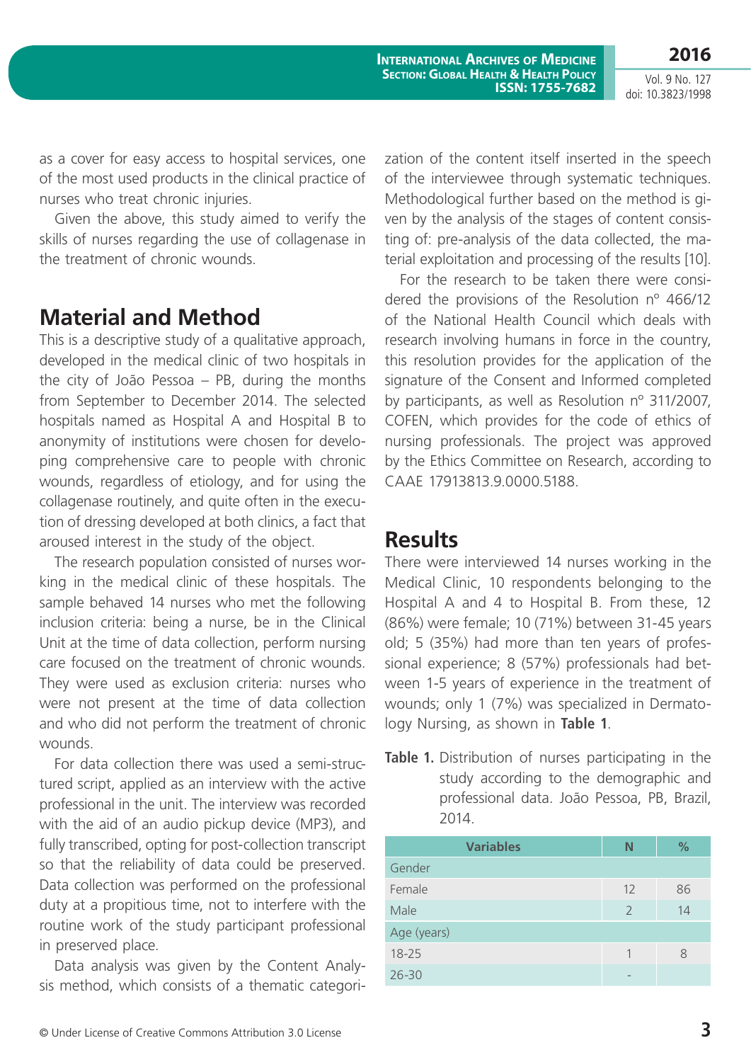as a cover for easy access to hospital services, one of the most used products in the clinical practice of nurses who treat chronic injuries.

Given the above, this study aimed to verify the skills of nurses regarding the use of collagenase in the treatment of chronic wounds.

## Material and Method

This is a descriptive study of a qualitative approach, developed in the medical clinic of two hospitals in the city of João Pessoa – PB, during the months from September to December 2014. The selected hospitals named as Hospital A and Hospital B to anonymity of institutions were chosen for developing comprehensive care to people with chronic wounds, regardless of etiology, and for using the collagenase routinely, and quite often in the execution of dressing developed at both clinics, a fact that aroused interest in the study of the object.

The research population consisted of nurses working in the medical clinic of these hospitals. The sample behaved 14 nurses who met the following inclusion criteria: being a nurse, be in the Clinical Unit at the time of data collection, perform nursing care focused on the treatment of chronic wounds. They were used as exclusion criteria: nurses who were not present at the time of data collection and who did not perform the treatment of chronic wounds.

For data collection there was used a semi-structured script, applied as an interview with the active professional in the unit. The interview was recorded with the aid of an audio pickup device (MP3), and fully transcribed, opting for post-collection transcript so that the reliability of data could be preserved. Data collection was performed on the professional duty at a propitious time, not to interfere with the routine work of the study participant professional in preserved place.

Data analysis was given by the Content Analysis method, which consists of a thematic categorization of the content itself inserted in the speech of the interviewee through systematic techniques. Methodological further based on the method is given by the analysis of the stages of content consisting of: pre-analysis of the data collected, the material exploitation and processing of the results [10].

For the research to be taken there were considered the provisions of the Resolution nº 466/12 of the National Health Council which deals with research involving humans in force in the country, this resolution provides for the application of the signature of the Consent and Informed completed by participants, as well as Resolution nº 311/2007, COFEN, which provides for the code of ethics of nursing professionals. The project was approved by the Ethics Committee on Research, according to CAAE 17913813.9.0000.5188.

## Results

There were interviewed 14 nurses working in the Medical Clinic, 10 respondents belonging to the Hospital A and 4 to Hospital B. From these, 12 (86%) were female; 10 (71%) between 31-45 years old; 5 (35%) had more than ten years of professional experience; 8 (57%) professionals had between 1-5 years of experience in the treatment of wounds; only 1 (7%) was specialized in Dermatology Nursing, as shown in **Table 1**.

**Table 1.** Distribution of nurses participating in the study according to the demographic and professional data. João Pessoa, PB, Brazil, 2014.

| Variables | N | % |
|---|---|---|
| Gender | | |
| Female | 12 | 86 |
| Male | 2 | 14 |
| Age (years) | | |
| 18-25 | 1 | 8 |
| 26-30 | - | |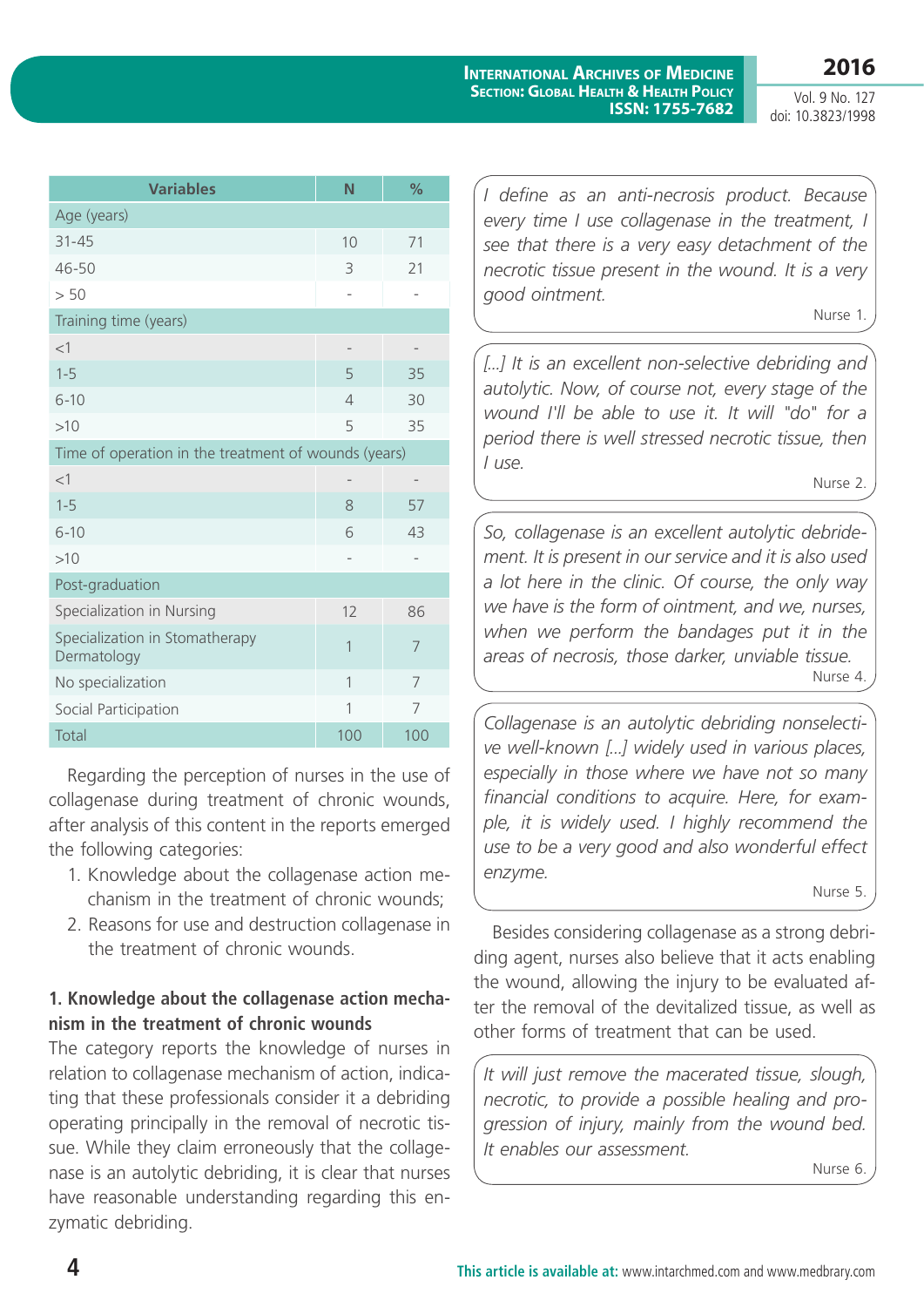| Variables | N | % |
|---|---|---|
| Age (years) | | |
| 31-45 | 10 | 71 |
| 46-50 | 3 | 21 |
| > 50 | - | - |
| Training time (years) | | |
| <1 | - | - |
| 1-5 | 5 | 35 |
| 6-10 | 4 | 30 |
| >10 | 5 | 35 |
| Time of operation in the treatment of wounds (years) | | |
| <1 | - | - |
| 1-5 | 8 | 57 |
| 6-10 | 6 | 43 |
| >10 | - | - |
| Post-graduation | | |
| Specialization in Nursing | 12 | 86 |
| Specialization in Stomatherapy Dermatology | 1 | 7 |
| No specialization | 1 | 7 |
| Social Participation | 1 | 7 |
| Total | 100 | 100 |

Regarding the perception of nurses in the use of collagenase during treatment of chronic wounds, after analysis of this content in the reports emerged the following categories:

1. Knowledge about the collagenase action mechanism in the treatment of chronic wounds;
2. Reasons for use and destruction collagenase in the treatment of chronic wounds.

**1. Knowledge about the collagenase action mechanism in the treatment of chronic wounds**

The category reports the knowledge of nurses in relation to collagenase mechanism of action, indicating that these professionals consider it a debriding operating principally in the removal of necrotic tissue. While they claim erroneously that the collagenase is an autolytic debriding, it is clear that nurses have reasonable understanding regarding this enzymatic debriding.

> *I define as an anti-necrosis product. Because every time I use collagenase in the treatment, I see that there is a very easy detachment of the necrotic tissue present in the wound. It is a very good ointment.*
>
> Nurse 1.

> *[...] It is an excellent non-selective debriding and autolytic. Now, of course not, every stage of the wound I'll be able to use it. It will "do" for a period there is well stressed necrotic tissue, then I use.*
>
> Nurse 2.

> *So, collagenase is an excellent autolytic debridement. It is present in our service and it is also used a lot here in the clinic. Of course, the only way we have is the form of ointment, and we, nurses, when we perform the bandages put it in the areas of necrosis, those darker, unviable tissue.*
>
> Nurse 4.

> *Collagenase is an autolytic debriding nonselective well-known [...] widely used in various places, especially in those where we have not so many financial conditions to acquire. Here, for example, it is widely used. I highly recommend the use to be a very good and also wonderful effect enzyme.*
>
> Nurse 5.

Besides considering collagenase as a strong debriding agent, nurses also believe that it acts enabling the wound, allowing the injury to be evaluated after the removal of the devitalized tissue, as well as other forms of treatment that can be used.

> *It will just remove the macerated tissue, slough, necrotic, to provide a possible healing and progression of injury, mainly from the wound bed. It enables our assessment.*
>
> Nurse 6.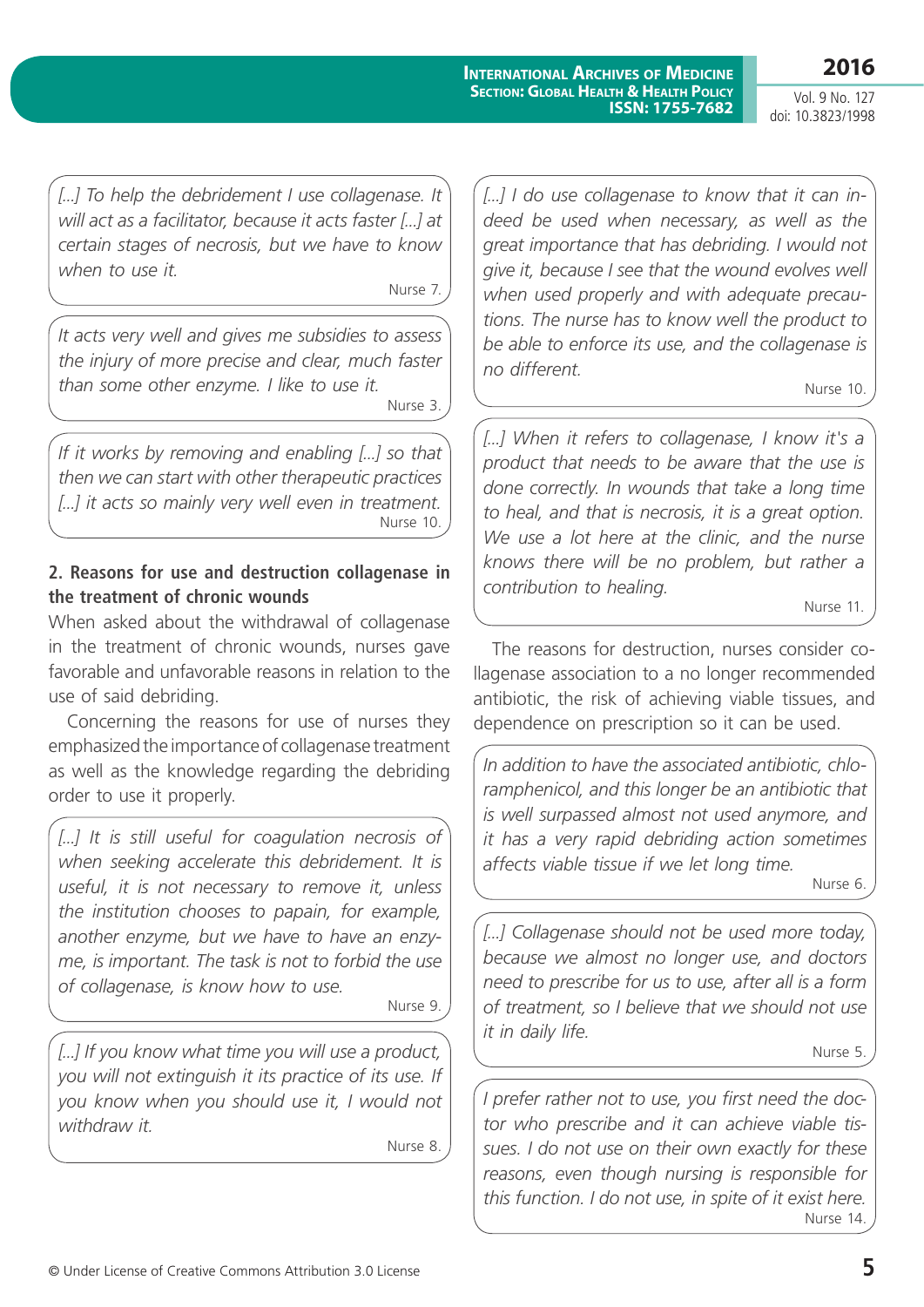> *[...] To help the debridement I use collagenase. It will act as a facilitator, because it acts faster [...] at certain stages of necrosis, but we have to know when to use it.*
>
> Nurse 7.

> *It acts very well and gives me subsidies to assess the injury of more precise and clear, much faster than some other enzyme. I like to use it.*
>
> Nurse 3.

> *If it works by removing and enabling [...] so that then we can start with other therapeutic practices [...] it acts so mainly very well even in treatment.*
>
> Nurse 10.

**2. Reasons for use and destruction collagenase in the treatment of chronic wounds**

When asked about the withdrawal of collagenase in the treatment of chronic wounds, nurses gave favorable and unfavorable reasons in relation to the use of said debriding.

Concerning the reasons for use of nurses they emphasized the importance of collagenase treatment as well as the knowledge regarding the debriding order to use it properly.

> *[...] It is still useful for coagulation necrosis of when seeking accelerate this debridement. It is useful, it is not necessary to remove it, unless the institution chooses to papain, for example, another enzyme, but we have to have an enzyme, is important. The task is not to forbid the use of collagenase, is know how to use.*
>
> Nurse 9.

> *[...] If you know what time you will use a product, you will not extinguish it its practice of its use. If you know when you should use it, I would not withdraw it.*
>
> Nurse 8.

> *[...] I do use collagenase to know that it can indeed be used when necessary, as well as the great importance that has debriding. I would not give it, because I see that the wound evolves well when used properly and with adequate precautions. The nurse has to know well the product to be able to enforce its use, and the collagenase is no different.*
>
> Nurse 10.

> *[...] When it refers to collagenase, I know it's a product that needs to be aware that the use is done correctly. In wounds that take a long time to heal, and that is necrosis, it is a great option. We use a lot here at the clinic, and the nurse knows there will be no problem, but rather a contribution to healing.*
>
> Nurse 11.

The reasons for destruction, nurses consider collagenase association to a no longer recommended antibiotic, the risk of achieving viable tissues, and dependence on prescription so it can be used.

> *In addition to have the associated antibiotic, chloramphenicol, and this longer be an antibiotic that is well surpassed almost not used anymore, and it has a very rapid debriding action sometimes affects viable tissue if we let long time.*
>
> Nurse 6.

> *[...] Collagenase should not be used more today, because we almost no longer use, and doctors need to prescribe for us to use, after all is a form of treatment, so I believe that we should not use it in daily life.*
>
> Nurse 5.

> *I prefer rather not to use, you first need the doctor who prescribe and it can achieve viable tissues. I do not use on their own exactly for these reasons, even though nursing is responsible for this function. I do not use, in spite of it exist here.*
>
> Nurse 14.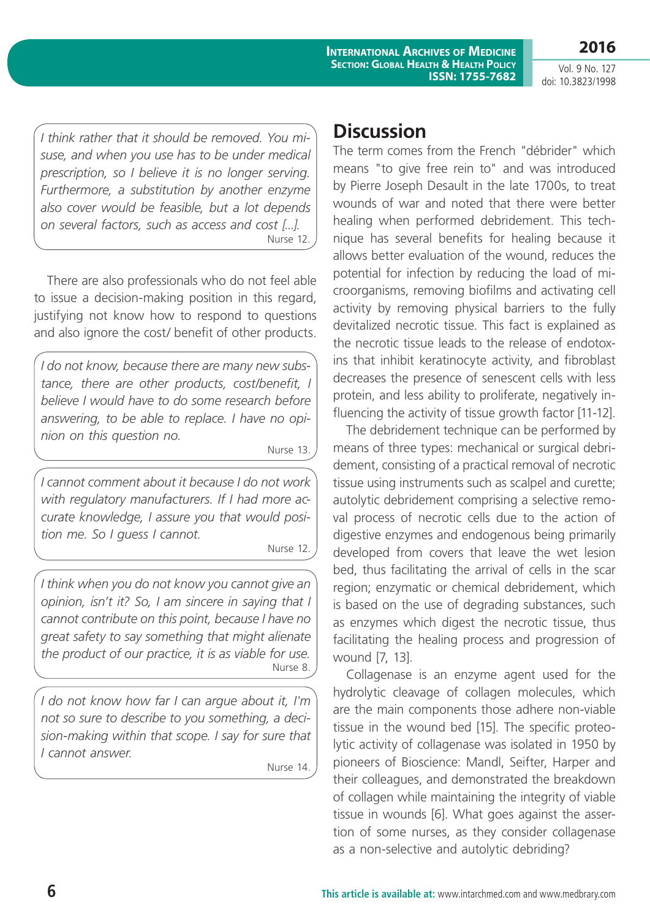> *I think rather that it should be removed. You misuse, and when you use has to be under medical prescription, so I believe it is no longer serving. Furthermore, a substitution by another enzyme also cover would be feasible, but a lot depends on several factors, such as access and cost [...].*
>
> Nurse 12.

There are also professionals who do not feel able to issue a decision-making position in this regard, justifying not know how to respond to questions and also ignore the cost/ benefit of other products.

> *I do not know, because there are many new substance, there are other products, cost/benefit, I believe I would have to do some research before answering, to be able to replace. I have no opinion on this question no.*
>
> Nurse 13.

> *I cannot comment about it because I do not work with regulatory manufacturers. If I had more accurate knowledge, I assure you that would position me. So I guess I cannot.*
>
> Nurse 12.

> *I think when you do not know you cannot give an opinion, isn't it? So, I am sincere in saying that I cannot contribute on this point, because I have no great safety to say something that might alienate the product of our practice, it is as viable for use.*
>
> Nurse 8.

> *I do not know how far I can argue about it, I'm not so sure to describe to you something, a decision-making within that scope. I say for sure that I cannot answer.*
>
> Nurse 14.

# Discussion

The term comes from the French "débrider" which means "to give free rein to" and was introduced by Pierre Joseph Desault in the late 1700s, to treat wounds of war and noted that there were better healing when performed debridement. This technique has several benefits for healing because it allows better evaluation of the wound, reduces the potential for infection by reducing the load of microorganisms, removing biofilms and activating cell activity by removing physical barriers to the fully devitalized necrotic tissue. This fact is explained as the necrotic tissue leads to the release of endotoxins that inhibit keratinocyte activity, and fibroblast decreases the presence of senescent cells with less protein, and less ability to proliferate, negatively influencing the activity of tissue growth factor [11-12].

The debridement technique can be performed by means of three types: mechanical or surgical debridement, consisting of a practical removal of necrotic tissue using instruments such as scalpel and curette; autolytic debridement comprising a selective removal process of necrotic cells due to the action of digestive enzymes and endogenous being primarily developed from covers that leave the wet lesion bed, thus facilitating the arrival of cells in the scar region; enzymatic or chemical debridement, which is based on the use of degrading substances, such as enzymes which digest the necrotic tissue, thus facilitating the healing process and progression of wound [7, 13].

Collagenase is an enzyme agent used for the hydrolytic cleavage of collagen molecules, which are the main components those adhere non-viable tissue in the wound bed [15]. The specific proteolytic activity of collagenase was isolated in 1950 by pioneers of Bioscience: Mandl, Seifter, Harper and their colleagues, and demonstrated the breakdown of collagen while maintaining the integrity of viable tissue in wounds [6]. What goes against the assertion of some nurses, as they consider collagenase as a non-selective and autolytic debriding?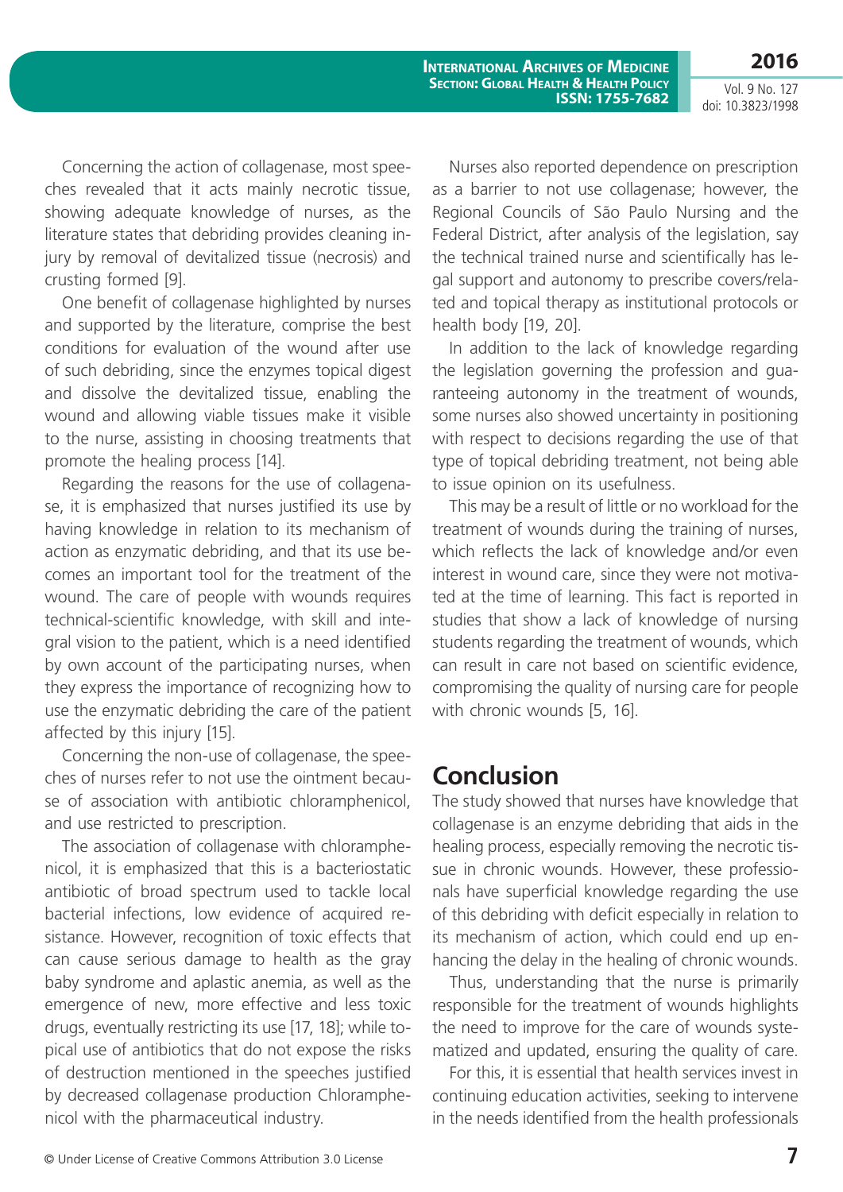Concerning the action of collagenase, most speeches revealed that it acts mainly necrotic tissue, showing adequate knowledge of nurses, as the literature states that debriding provides cleaning injury by removal of devitalized tissue (necrosis) and crusting formed [9].

One benefit of collagenase highlighted by nurses and supported by the literature, comprise the best conditions for evaluation of the wound after use of such debriding, since the enzymes topical digest and dissolve the devitalized tissue, enabling the wound and allowing viable tissues make it visible to the nurse, assisting in choosing treatments that promote the healing process [14].

Regarding the reasons for the use of collagenase, it is emphasized that nurses justified its use by having knowledge in relation to its mechanism of action as enzymatic debriding, and that its use becomes an important tool for the treatment of the wound. The care of people with wounds requires technical-scientific knowledge, with skill and integral vision to the patient, which is a need identified by own account of the participating nurses, when they express the importance of recognizing how to use the enzymatic debriding the care of the patient affected by this injury [15].

Concerning the non-use of collagenase, the speeches of nurses refer to not use the ointment because of association with antibiotic chloramphenicol, and use restricted to prescription.

The association of collagenase with chloramphenicol, it is emphasized that this is a bacteriostatic antibiotic of broad spectrum used to tackle local bacterial infections, low evidence of acquired resistance. However, recognition of toxic effects that can cause serious damage to health as the gray baby syndrome and aplastic anemia, as well as the emergence of new, more effective and less toxic drugs, eventually restricting its use [17, 18]; while topical use of antibiotics that do not expose the risks of destruction mentioned in the speeches justified by decreased collagenase production Chloramphenicol with the pharmaceutical industry.

Nurses also reported dependence on prescription as a barrier to not use collagenase; however, the Regional Councils of São Paulo Nursing and the Federal District, after analysis of the legislation, say the technical trained nurse and scientifically has legal support and autonomy to prescribe covers/related and topical therapy as institutional protocols or health body [19, 20].

In addition to the lack of knowledge regarding the legislation governing the profession and guaranteeing autonomy in the treatment of wounds, some nurses also showed uncertainty in positioning with respect to decisions regarding the use of that type of topical debriding treatment, not being able to issue opinion on its usefulness.

This may be a result of little or no workload for the treatment of wounds during the training of nurses, which reflects the lack of knowledge and/or even interest in wound care, since they were not motivated at the time of learning. This fact is reported in studies that show a lack of knowledge of nursing students regarding the treatment of wounds, which can result in care not based on scientific evidence, compromising the quality of nursing care for people with chronic wounds [5, 16].

## Conclusion

The study showed that nurses have knowledge that collagenase is an enzyme debriding that aids in the healing process, especially removing the necrotic tissue in chronic wounds. However, these professionals have superficial knowledge regarding the use of this debriding with deficit especially in relation to its mechanism of action, which could end up enhancing the delay in the healing of chronic wounds.

Thus, understanding that the nurse is primarily responsible for the treatment of wounds highlights the need to improve for the care of wounds systematized and updated, ensuring the quality of care.

For this, it is essential that health services invest in continuing education activities, seeking to intervene in the needs identified from the health professionals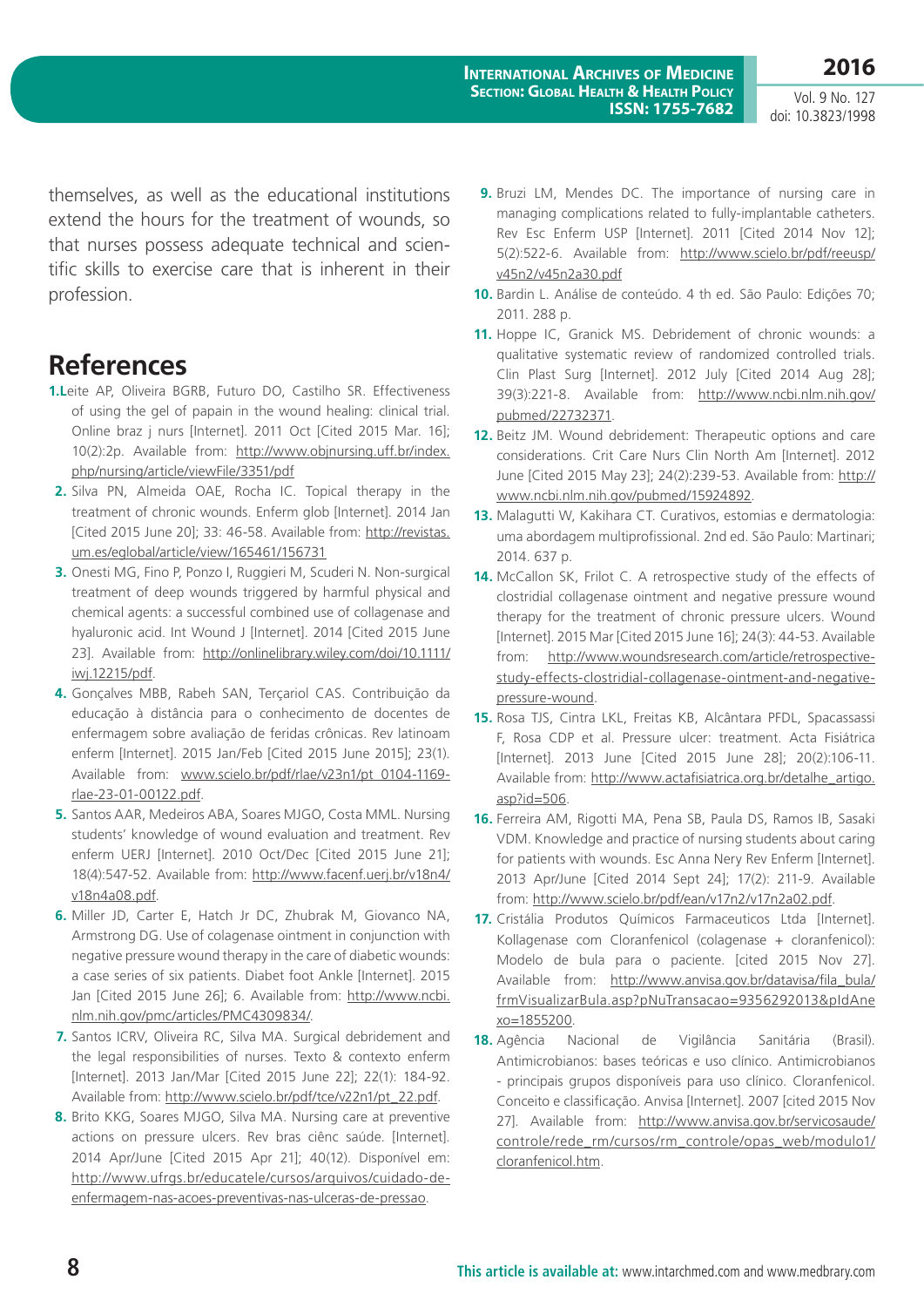themselves, as well as the educational institutions extend the hours for the treatment of wounds, so that nurses possess adequate technical and scientific skills to exercise care that is inherent in their profession.

## References

1. Leite AP, Oliveira BGRB, Futuro DO, Castilho SR. Effectiveness of using the gel of papain in the wound healing: clinical trial. Online braz j nurs [Internet]. 2011 Oct [Cited 2015 Mar. 16]; 10(2):2p. Available from: http://www.objnursing.uff.br/index.php/nursing/article/viewFile/3351/pdf
2. Silva PN, Almeida OAE, Rocha IC. Topical therapy in the treatment of chronic wounds. Enferm glob [Internet]. 2014 Jan [Cited 2015 June 20]; 33: 46-58. Available from: http://revistas.um.es/eglobal/article/view/165461/156731
3. Onesti MG, Fino P, Ponzo I, Ruggieri M, Scuderi N. Non-surgical treatment of deep wounds triggered by harmful physical and chemical agents: a successful combined use of collagenase and hyaluronic acid. Int Wound J [Internet]. 2014 [Cited 2015 June 23]. Available from: http://onlinelibrary.wiley.com/doi/10.1111/iwj.12215/pdf.
4. Gonçalves MBB, Rabeh SAN, Terçariol CAS. Contribuição da educação à distância para o conhecimento de docentes de enfermagem sobre avaliação de feridas crônicas. Rev latinoam enferm [Internet]. 2015 Jan/Feb [Cited 2015 June 2015]; 23(1). Available from: www.scielo.br/pdf/rlae/v23n1/pt_0104-1169-rlae-23-01-00122.pdf.
5. Santos AAR, Medeiros ABA, Soares MJGO, Costa MML. Nursing students' knowledge of wound evaluation and treatment. Rev enferm UERJ [Internet]. 2010 Oct/Dec [Cited 2015 June 21]; 18(4):547-52. Available from: http://www.facenf.uerj.br/v18n4/v18n4a08.pdf.
6. Miller JD, Carter E, Hatch Jr DC, Zhubrak M, Giovanco NA, Armstrong DG. Use of colagenase ointment in conjunction with negative pressure wound therapy in the care of diabetic wounds: a case series of six patients. Diabet foot Ankle [Internet]. 2015 Jan [Cited 2015 June 26]; 6. Available from: http://www.ncbi.nlm.nih.gov/pmc/articles/PMC4309834/.
7. Santos ICRV, Oliveira RC, Silva MA. Surgical debridement and the legal responsibilities of nurses. Texto & contexto enferm [Internet]. 2013 Jan/Mar [Cited 2015 June 22]; 22(1): 184-92. Available from: http://www.scielo.br/pdf/tce/v22n1/pt_22.pdf.
8. Brito KKG, Soares MJGO, Silva MA. Nursing care at preventive actions on pressure ulcers. Rev bras ciênc saúde. [Internet]. 2014 Apr/June [Cited 2015 Apr 21]; 40(12). Disponível em: http://www.ufrgs.br/educatele/cursos/arquivos/cuidado-de-enfermagem-nas-acoes-preventivas-nas-ulceras-de-pressao.
9. Bruzi LM, Mendes DC. The importance of nursing care in managing complications related to fully-implantable catheters. Rev Esc Enferm USP [Internet]. 2011 [Cited 2014 Nov 12]; 5(2):522-6. Available from: http://www.scielo.br/pdf/reeusp/v45n2/v45n2a30.pdf
10. Bardin L. Análise de conteúdo. 4 th ed. São Paulo: Edições 70; 2011. 288 p.
11. Hoppe IC, Granick MS. Debridement of chronic wounds: a qualitative systematic review of randomized controlled trials. Clin Plast Surg [Internet]. 2012 July [Cited 2014 Aug 28]; 39(3):221-8. Available from: http://www.ncbi.nlm.nih.gov/pubmed/22732371.
12. Beitz JM. Wound debridement: Therapeutic options and care considerations. Crit Care Nurs Clin North Am [Internet]. 2012 June [Cited 2015 May 23]; 24(2):239-53. Available from: http://www.ncbi.nlm.nih.gov/pubmed/15924892.
13. Malagutti W, Kakihara CT. Curativos, estomias e dermatologia: uma abordagem multiprofissional. 2nd ed. São Paulo: Martinari; 2014. 637 p.
14. McCallon SK, Frilot C. A retrospective study of the effects of clostridial collagenase ointment and negative pressure wound therapy for the treatment of chronic pressure ulcers. Wound [Internet]. 2015 Mar [Cited 2015 June 16]; 24(3): 44-53. Available from: http://www.woundsresearch.com/article/retrospective-study-effects-clostridial-collagenase-ointment-and-negative-pressure-wound.
15. Rosa TJS, Cintra LKL, Freitas KB, Alcântara PFDL, Spacassassi F, Rosa CDP et al. Pressure ulcer: treatment. Acta Fisiátrica [Internet]. 2013 June [Cited 2015 June 28]; 20(2):106-11. Available from: http://www.actafisiatrica.org.br/detalhe_artigo.asp?id=506.
16. Ferreira AM, Rigotti MA, Pena SB, Paula DS, Ramos IB, Sasaki VDM. Knowledge and practice of nursing students about caring for patients with wounds. Esc Anna Nery Rev Enferm [Internet]. 2013 Apr/June [Cited 2014 Sept 24]; 17(2): 211-9. Available from: http://www.scielo.br/pdf/ean/v17n2/v17n2a02.pdf.
17. Cristália Produtos Químicos Farmaceuticos Ltda [Internet]. Kollagenase com Cloranfenicol (colagenase + cloranfenicol): Modelo de bula para o paciente. [cited 2015 Nov 27]. Available from: http://www.anvisa.gov.br/datavisa/fila_bula/frmVisualizarBula.asp?pNuTransacao=9356292013&pIdAnexo=1855200.
18. Agência Nacional de Vigilância Sanitária (Brasil). Antimicrobianos: bases teóricas e uso clínico. Antimicrobianos - principais grupos disponíveis para uso clínico. Cloranfenicol. Conceito e classificação. Anvisa [Internet]. 2007 [cited 2015 Nov 27]. Available from: http://www.anvisa.gov.br/servicosaude/controle/rede_rm/cursos/rm_controle/opas_web/modulo1/cloranfenicol.htm.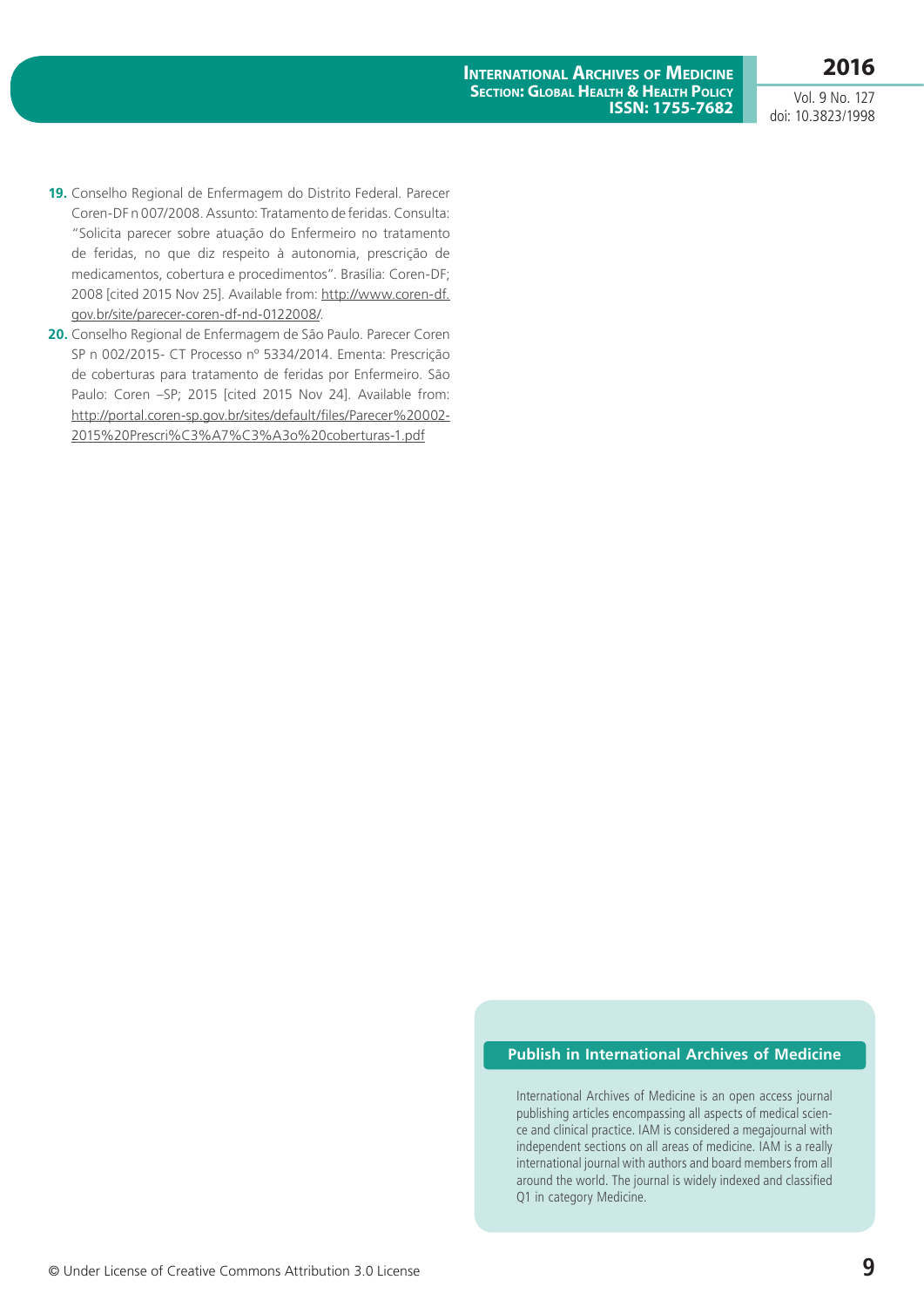19. Conselho Regional de Enfermagem do Distrito Federal. Parecer Coren-DF n 007/2008. Assunto: Tratamento de feridas. Consulta: "Solicita parecer sobre atuação do Enfermeiro no tratamento de feridas, no que diz respeito à autonomia, prescrição de medicamentos, cobertura e procedimentos". Brasília: Coren-DF; 2008 [cited 2015 Nov 25]. Available from: http://www.coren-df.gov.br/site/parecer-coren-df-nd-0122008/.
20. Conselho Regional de Enfermagem de São Paulo. Parecer Coren SP n 002/2015- CT Processo nº 5334/2014. Ementa: Prescrição de coberturas para tratamento de feridas por Enfermeiro. São Paulo: Coren –SP; 2015 [cited 2015 Nov 24]. Available from: http://portal.coren-sp.gov.br/sites/default/files/Parecer%20002-2015%20Prescri%C3%A7%C3%A3o%20coberturas-1.pdf

**Publish in International Archives of Medicine**

International Archives of Medicine is an open access journal publishing articles encompassing all aspects of medical science and clinical practice. IAM is considered a megajournal with independent sections on all areas of medicine. IAM is a really international journal with authors and board members from all around the world. The journal is widely indexed and classified Q1 in category Medicine.

© Under License of Creative Commons Attribution 3.0 License